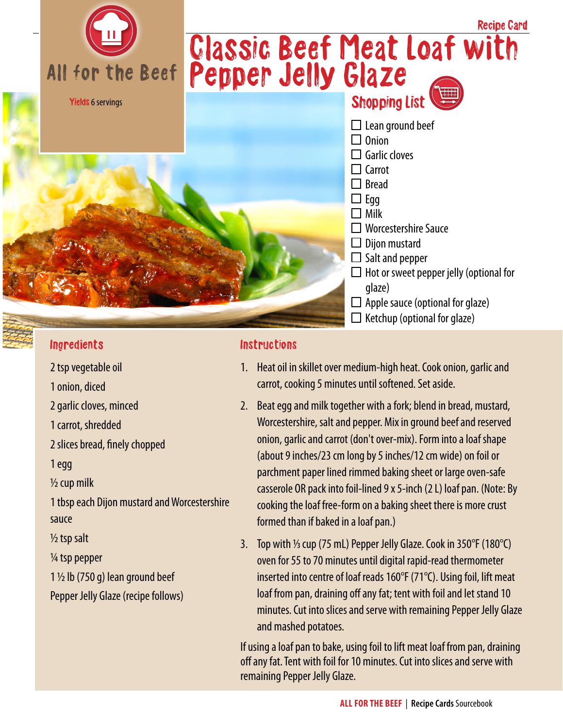All for the Beef

Recipe Card

# Classic Beef Meat Loaf with Pepper Jelly Glaze

Yields 6 servings

## Shopping List

- ☐ Lean ground beef
- ☐ Onion
- ☐ Garlic cloves
- ☐ Carrot
- ☐ Bread
- ☐ Egg
- ☐ Milk
- ☐ Worcestershire Sauce
- ☐ Dijon mustard
- ☐ Salt and pepper
- ☐ Hot or sweet pepper jelly (optional for glaze)
- ☐ Apple sauce (optional for glaze)
- ☐ Ketchup (optional for glaze)

## Ingredients

2 tsp vegetable oil

1 onion, diced

2 garlic cloves, minced

1 carrot, shredded

2 slices bread, finely chopped

1 egg

½ cup milk

1 tbsp each Dijon mustard and Worcestershire sauce

½ tsp salt

¼ tsp pepper

1 ½ lb (750 g) lean ground beef

Pepper Jelly Glaze (recipe follows)

## Instructions

1. Heat oil in skillet over medium-high heat. Cook onion, garlic and carrot, cooking 5 minutes until softened. Set aside.
2. Beat egg and milk together with a fork; blend in bread, mustard, Worcestershire, salt and pepper. Mix in ground beef and reserved onion, garlic and carrot (don't over-mix). Form into a loaf shape (about 9 inches/23 cm long by 5 inches/12 cm wide) on foil or parchment paper lined rimmed baking sheet or large oven-safe casserole OR pack into foil-lined 9 x 5-inch (2 L) loaf pan. (Note: By cooking the loaf free-form on a baking sheet there is more crust formed than if baked in a loaf pan.)
3. Top with ⅓ cup (75 mL) Pepper Jelly Glaze. Cook in 350°F (180°C) oven for 55 to 70 minutes until digital rapid-read thermometer inserted into centre of loaf reads 160°F (71°C). Using foil, lift meat loaf from pan, draining off any fat; tent with foil and let stand 10 minutes. Cut into slices and serve with remaining Pepper Jelly Glaze and mashed potatoes.

If using a loaf pan to bake, using foil to lift meat loaf from pan, draining off any fat. Tent with foil for 10 minutes. Cut into slices and serve with remaining Pepper Jelly Glaze.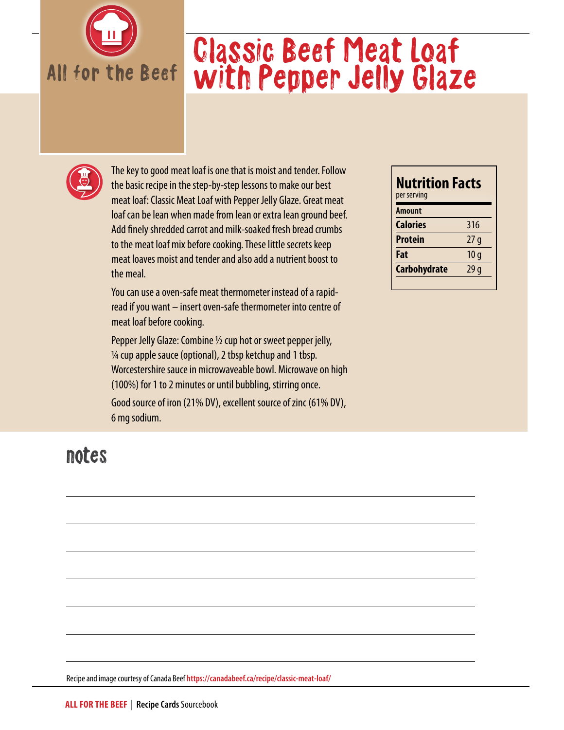All for the Beef

# Classic Beef Meat Loaf with Pepper Jelly Glaze

The key to good meat loaf is one that is moist and tender. Follow the basic recipe in the step-by-step lessons to make our best meat loaf: Classic Meat Loaf with Pepper Jelly Glaze. Great meat loaf can be lean when made from lean or extra lean ground beef. Add finely shredded carrot and milk-soaked fresh bread crumbs to the meat loaf mix before cooking. These little secrets keep meat loaves moist and tender and also add a nutrient boost to the meal.

You can use a oven-safe meat thermometer instead of a rapid-read if you want – insert oven-safe thermometer into centre of meat loaf before cooking.

Pepper Jelly Glaze: Combine ½ cup hot or sweet pepper jelly, ¼ cup apple sauce (optional), 2 tbsp ketchup and 1 tbsp. Worcestershire sauce in microwaveable bowl. Microwave on high (100%) for 1 to 2 minutes or until bubbling, stirring once.

Good source of iron (21% DV), excellent source of zinc (61% DV), 6 mg sodium.

**Nutrition Facts**
per serving

| Amount | |
|---|---|
| **Calories** | 316 |
| **Protein** | 27 g |
| **Fat** | 10 g |
| **Carbohydrate** | 29 g |

## notes

Recipe and image courtesy of Canada Beef https://canadabeef.ca/recipe/classic-meat-loaf/